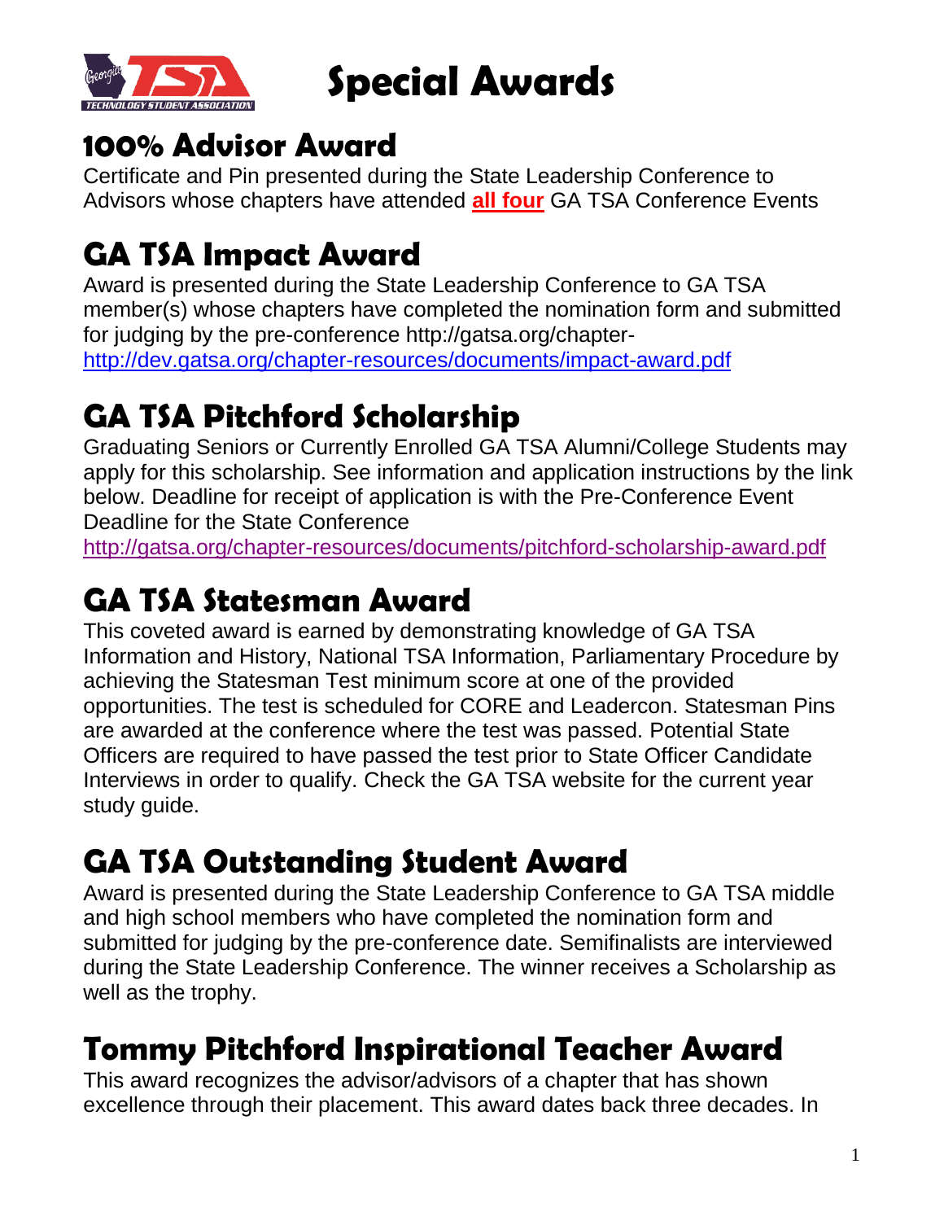# Special Awards

## 100% Advisor Award

Certificate and Pin presented during the State Leadership Conference to Advisors whose chapters have attended **all four** GA TSA Conference Events

## GA TSA Impact Award

Award is presented during the State Leadership Conference to GA TSA member(s) whose chapters have completed the nomination form and submitted for judging by the pre-conference http://gatsa.org/chapter- http://dev.gatsa.org/chapter-resources/documents/impact-award.pdf

## GA TSA Pitchford Scholarship

Graduating Seniors or Currently Enrolled GA TSA Alumni/College Students may apply for this scholarship. See information and application instructions by the link below. Deadline for receipt of application is with the Pre-Conference Event Deadline for the State Conference

http://gatsa.org/chapter-resources/documents/pitchford-scholarship-award.pdf

## GA TSA Statesman Award

This coveted award is earned by demonstrating knowledge of GA TSA Information and History, National TSA Information, Parliamentary Procedure by achieving the Statesman Test minimum score at one of the provided opportunities. The test is scheduled for CORE and Leadercon. Statesman Pins are awarded at the conference where the test was passed. Potential State Officers are required to have passed the test prior to State Officer Candidate Interviews in order to qualify. Check the GA TSA website for the current year study guide.

## GA TSA Outstanding Student Award

Award is presented during the State Leadership Conference to GA TSA middle and high school members who have completed the nomination form and submitted for judging by the pre-conference date. Semifinalists are interviewed during the State Leadership Conference. The winner receives a Scholarship as well as the trophy.

## Tommy Pitchford Inspirational Teacher Award

This award recognizes the advisor/advisors of a chapter that has shown excellence through their placement. This award dates back three decades. In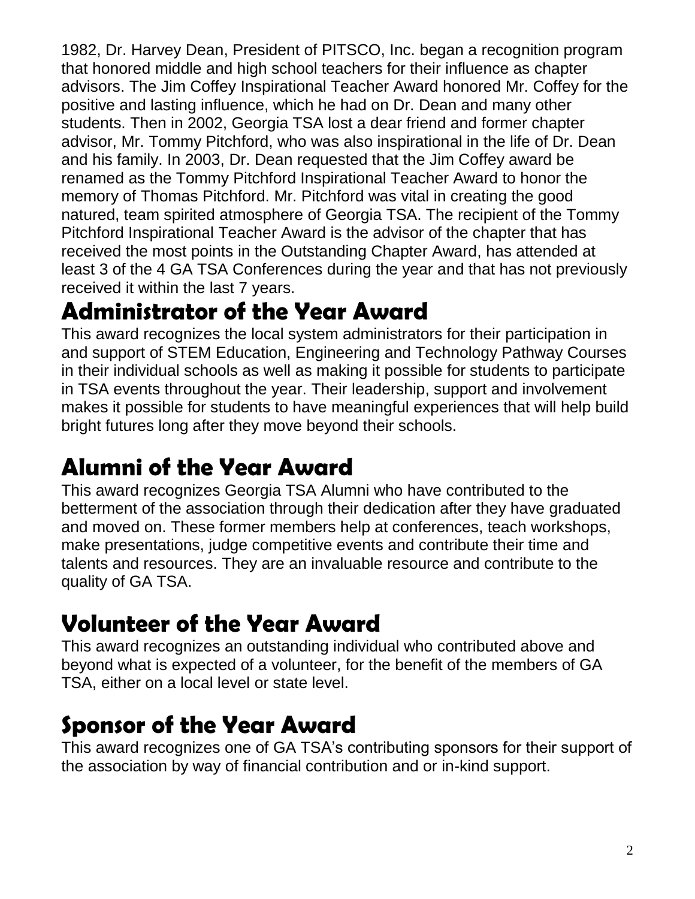1982, Dr. Harvey Dean, President of PITSCO, Inc. began a recognition program that honored middle and high school teachers for their influence as chapter advisors. The Jim Coffey Inspirational Teacher Award honored Mr. Coffey for the positive and lasting influence, which he had on Dr. Dean and many other students. Then in 2002, Georgia TSA lost a dear friend and former chapter advisor, Mr. Tommy Pitchford, who was also inspirational in the life of Dr. Dean and his family. In 2003, Dr. Dean requested that the Jim Coffey award be renamed as the Tommy Pitchford Inspirational Teacher Award to honor the memory of Thomas Pitchford. Mr. Pitchford was vital in creating the good natured, team spirited atmosphere of Georgia TSA. The recipient of the Tommy Pitchford Inspirational Teacher Award is the advisor of the chapter that has received the most points in the Outstanding Chapter Award, has attended at least 3 of the 4 GA TSA Conferences during the year and that has not previously received it within the last 7 years.

## Administrator of the Year Award

This award recognizes the local system administrators for their participation in and support of STEM Education, Engineering and Technology Pathway Courses in their individual schools as well as making it possible for students to participate in TSA events throughout the year. Their leadership, support and involvement makes it possible for students to have meaningful experiences that will help build bright futures long after they move beyond their schools.

## Alumni of the Year Award

This award recognizes Georgia TSA Alumni who have contributed to the betterment of the association through their dedication after they have graduated and moved on. These former members help at conferences, teach workshops, make presentations, judge competitive events and contribute their time and talents and resources. They are an invaluable resource and contribute to the quality of GA TSA.

## Volunteer of the Year Award

This award recognizes an outstanding individual who contributed above and beyond what is expected of a volunteer, for the benefit of the members of GA TSA, either on a local level or state level.

## Sponsor of the Year Award

This award recognizes one of GA TSA's contributing sponsors for their support of the association by way of financial contribution and or in-kind support.